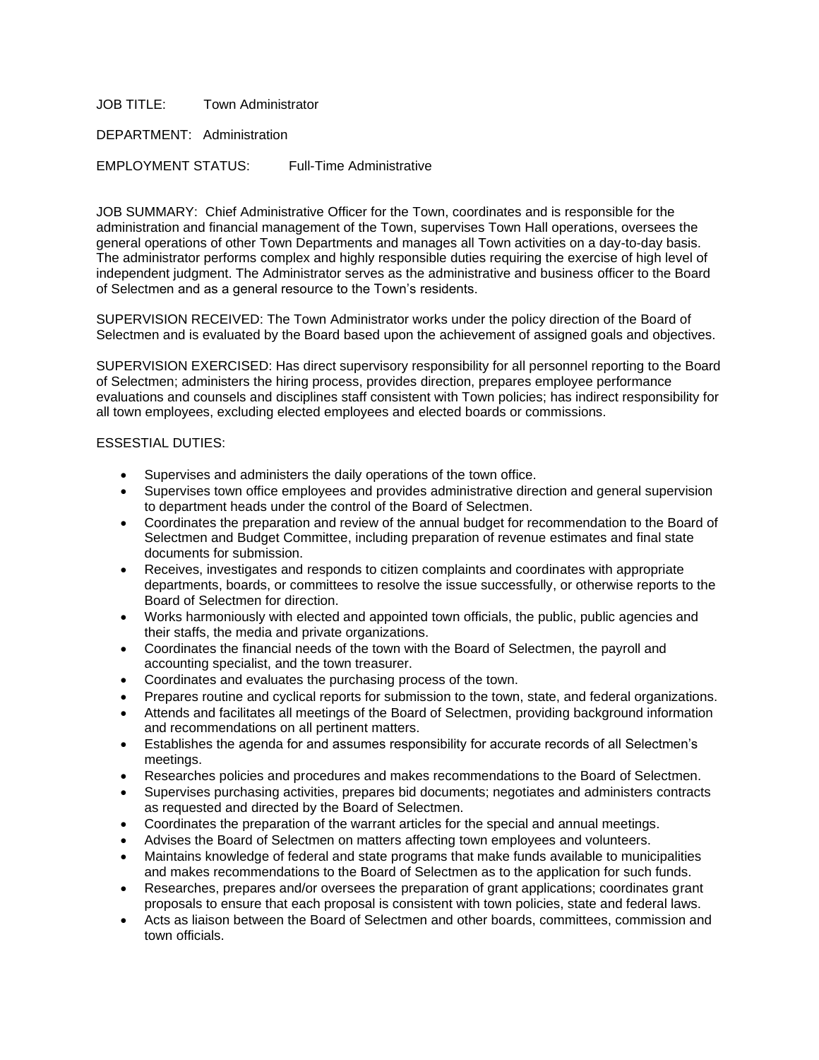JOB TITLE: Town Administrator

DEPARTMENT: Administration

EMPLOYMENT STATUS: Full-Time Administrative

JOB SUMMARY: Chief Administrative Officer for the Town, coordinates and is responsible for the administration and financial management of the Town, supervises Town Hall operations, oversees the general operations of other Town Departments and manages all Town activities on a day-to-day basis. The administrator performs complex and highly responsible duties requiring the exercise of high level of independent judgment. The Administrator serves as the administrative and business officer to the Board of Selectmen and as a general resource to the Town's residents.

SUPERVISION RECEIVED: The Town Administrator works under the policy direction of the Board of Selectmen and is evaluated by the Board based upon the achievement of assigned goals and objectives.

SUPERVISION EXERCISED: Has direct supervisory responsibility for all personnel reporting to the Board of Selectmen; administers the hiring process, provides direction, prepares employee performance evaluations and counsels and disciplines staff consistent with Town policies; has indirect responsibility for all town employees, excluding elected employees and elected boards or commissions.

ESSESTIAL DUTIES:

- Supervises and administers the daily operations of the town office.
- Supervises town office employees and provides administrative direction and general supervision to department heads under the control of the Board of Selectmen.
- Coordinates the preparation and review of the annual budget for recommendation to the Board of Selectmen and Budget Committee, including preparation of revenue estimates and final state documents for submission.
- Receives, investigates and responds to citizen complaints and coordinates with appropriate departments, boards, or committees to resolve the issue successfully, or otherwise reports to the Board of Selectmen for direction.
- Works harmoniously with elected and appointed town officials, the public, public agencies and their staffs, the media and private organizations.
- Coordinates the financial needs of the town with the Board of Selectmen, the payroll and accounting specialist, and the town treasurer.
- Coordinates and evaluates the purchasing process of the town.
- Prepares routine and cyclical reports for submission to the town, state, and federal organizations.
- Attends and facilitates all meetings of the Board of Selectmen, providing background information and recommendations on all pertinent matters.
- Establishes the agenda for and assumes responsibility for accurate records of all Selectmen's meetings.
- Researches policies and procedures and makes recommendations to the Board of Selectmen.
- Supervises purchasing activities, prepares bid documents; negotiates and administers contracts as requested and directed by the Board of Selectmen.
- Coordinates the preparation of the warrant articles for the special and annual meetings.
- Advises the Board of Selectmen on matters affecting town employees and volunteers.
- Maintains knowledge of federal and state programs that make funds available to municipalities and makes recommendations to the Board of Selectmen as to the application for such funds.
- Researches, prepares and/or oversees the preparation of grant applications; coordinates grant proposals to ensure that each proposal is consistent with town policies, state and federal laws.
- Acts as liaison between the Board of Selectmen and other boards, committees, commission and town officials.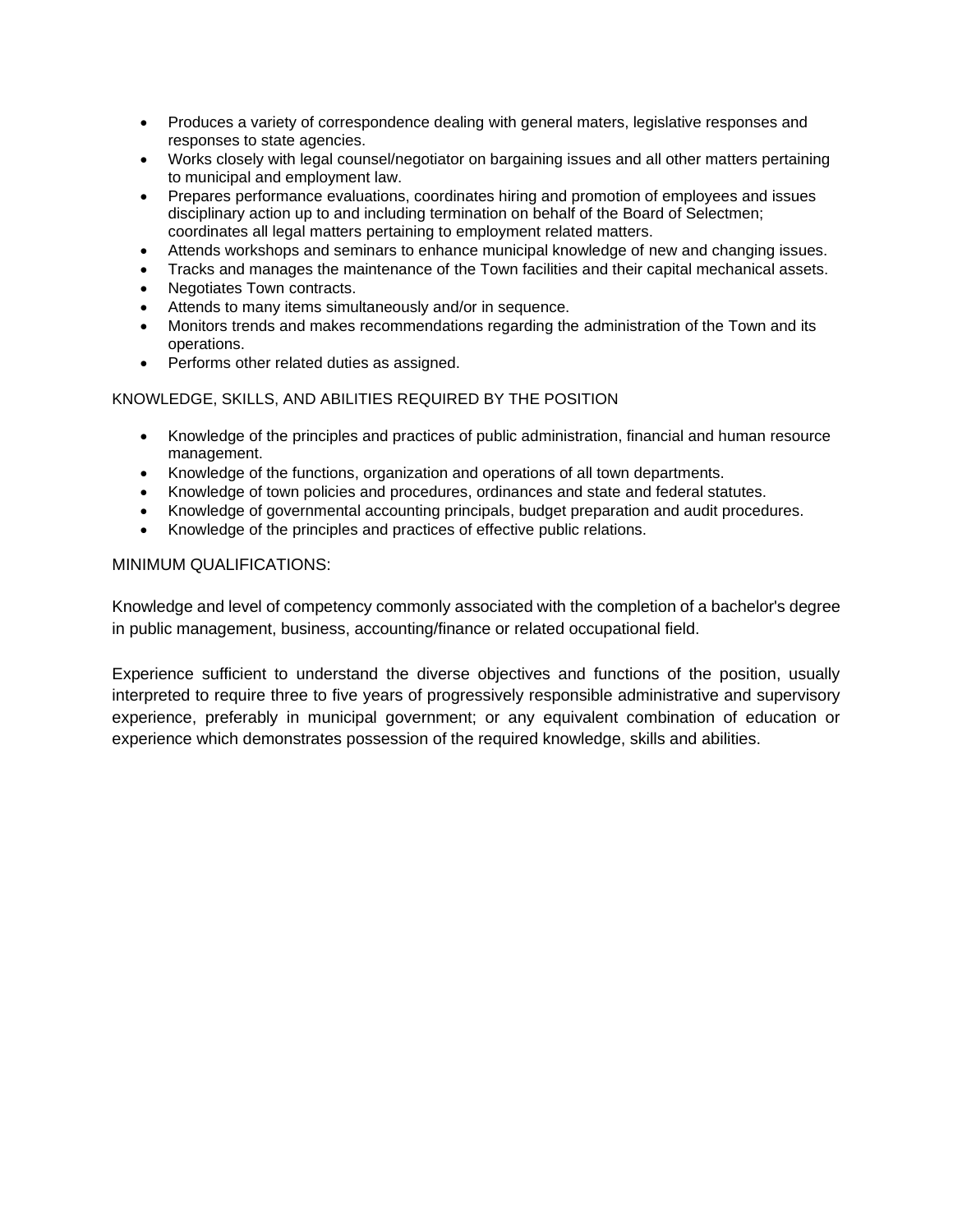- Produces a variety of correspondence dealing with general maters, legislative responses and responses to state agencies.
- Works closely with legal counsel/negotiator on bargaining issues and all other matters pertaining to municipal and employment law.
- Prepares performance evaluations, coordinates hiring and promotion of employees and issues disciplinary action up to and including termination on behalf of the Board of Selectmen; coordinates all legal matters pertaining to employment related matters.
- Attends workshops and seminars to enhance municipal knowledge of new and changing issues.
- Tracks and manages the maintenance of the Town facilities and their capital mechanical assets.
- Negotiates Town contracts.
- Attends to many items simultaneously and/or in sequence.
- Monitors trends and makes recommendations regarding the administration of the Town and its operations.
- Performs other related duties as assigned.

KNOWLEDGE, SKILLS, AND ABILITIES REQUIRED BY THE POSITION

- Knowledge of the principles and practices of public administration, financial and human resource management.
- Knowledge of the functions, organization and operations of all town departments.
- Knowledge of town policies and procedures, ordinances and state and federal statutes.
- Knowledge of governmental accounting principals, budget preparation and audit procedures.
- Knowledge of the principles and practices of effective public relations.

MINIMUM QUALIFICATIONS:

Knowledge and level of competency commonly associated with the completion of a bachelor's degree in public management, business, accounting/finance or related occupational field.

Experience sufficient to understand the diverse objectives and functions of the position, usually interpreted to require three to five years of progressively responsible administrative and supervisory experience, preferably in municipal government; or any equivalent combination of education or experience which demonstrates possession of the required knowledge, skills and abilities.